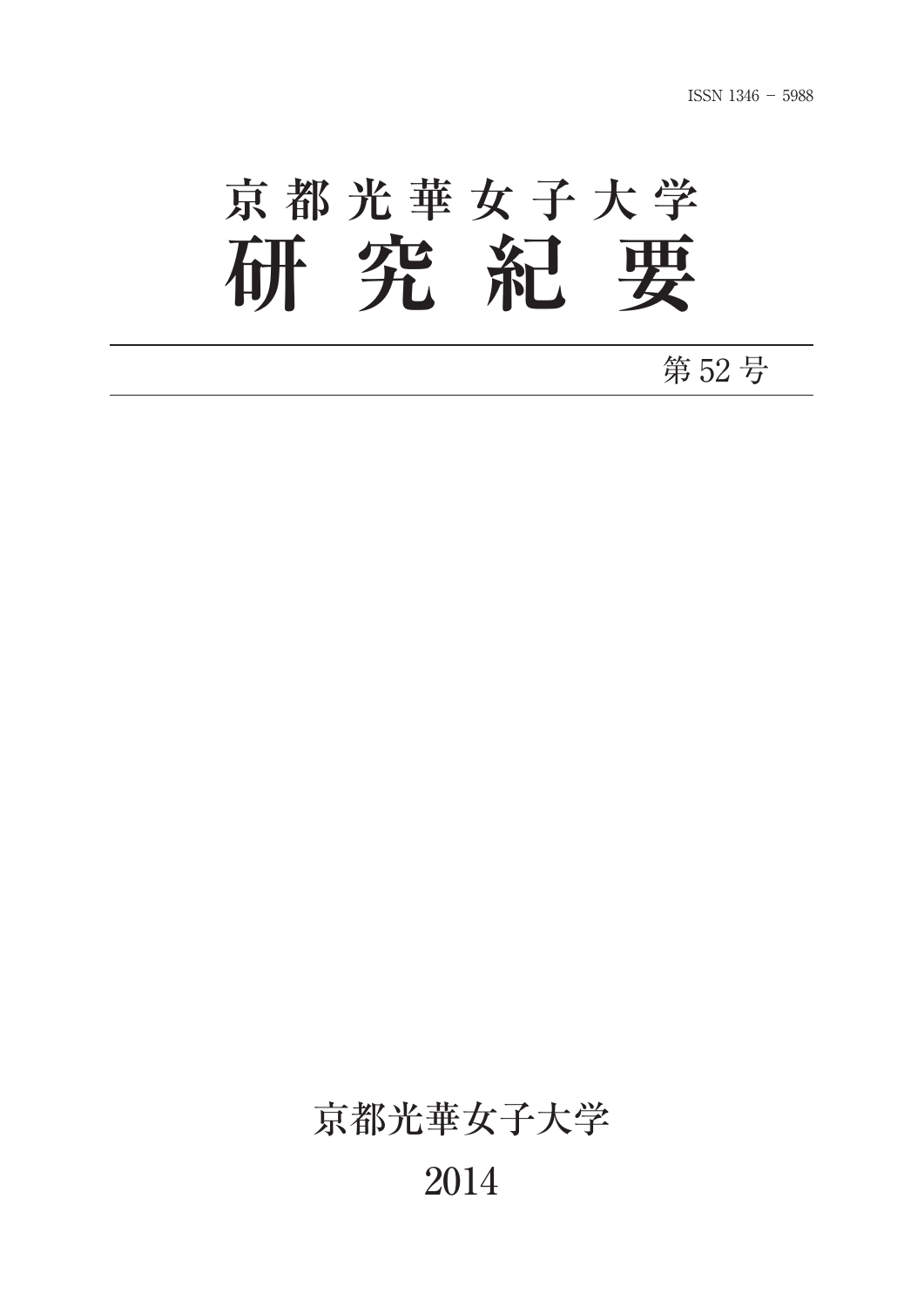ISSN 1346 − 5988

# 京都光華女子大学
# 研究紀要

第52号

京都光華女子大学

2014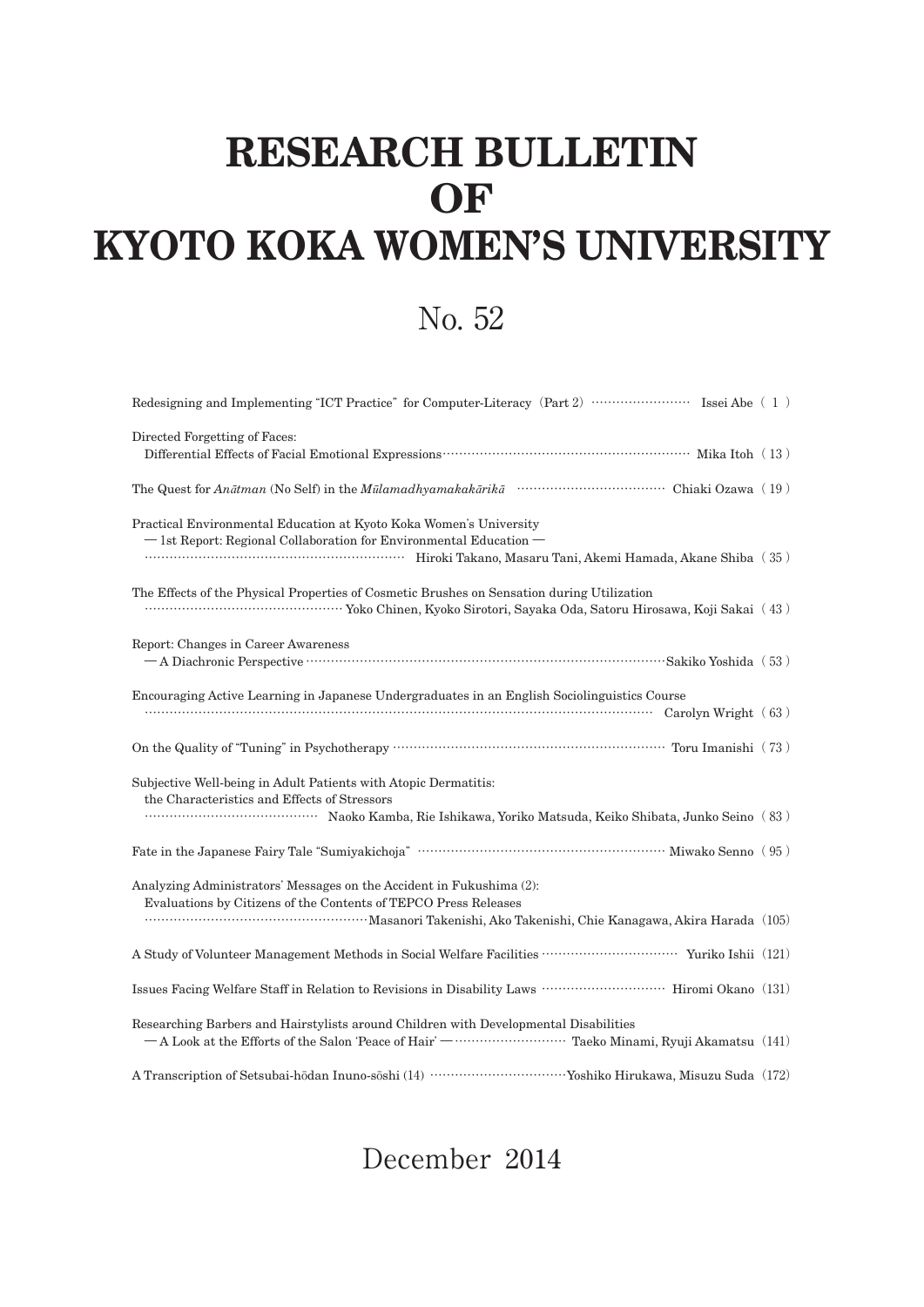# RESEARCH BULLETIN OF KYOTO KOKA WOMEN'S UNIVERSITY

## No. 52

Redesigning and Implementing "ICT Practice" for Computer-Literacy (Part 2) ........................ Issei Abe ( 1 )

Directed Forgetting of Faces:
Differential Effects of Facial Emotional Expressions ........................ Mika Itoh ( 13 )

The Quest for *Anātman* (No Self) in the *Mūlamadhyamakakārikā* ........................ Chiaki Ozawa ( 19 )

Practical Environmental Education at Kyoto Koka Women's University
— 1st Report: Regional Collaboration for Environmental Education —
........................ Hiroki Takano, Masaru Tani, Akemi Hamada, Akane Shiba ( 35 )

The Effects of the Physical Properties of Cosmetic Brushes on Sensation during Utilization
........................ Yoko Chinen, Kyoko Sirotori, Sayaka Oda, Satoru Hirosawa, Koji Sakai ( 43 )

Report: Changes in Career Awareness
— A Diachronic Perspective ........................ Sakiko Yoshida ( 53 )

Encouraging Active Learning in Japanese Undergraduates in an English Sociolinguistics Course
........................ Carolyn Wright ( 63 )

On the Quality of "Tuning" in Psychotherapy ........................ Toru Imanishi ( 73 )

Subjective Well-being in Adult Patients with Atopic Dermatitis:
the Characteristics and Effects of Stressors
........................ Naoko Kamba, Rie Ishikawa, Yoriko Matsuda, Keiko Shibata, Junko Seino ( 83 )

Fate in the Japanese Fairy Tale "Sumiyakichoja" ........................ Miwako Senno ( 95 )

Analyzing Administrators' Messages on the Accident in Fukushima (2):
Evaluations by Citizens of the Contents of TEPCO Press Releases
........................ Masanori Takenishi, Ako Takenishi, Chie Kanagawa, Akira Harada (105)

A Study of Volunteer Management Methods in Social Welfare Facilities ........................ Yuriko Ishii (121)

Issues Facing Welfare Staff in Relation to Revisions in Disability Laws ........................ Hiromi Okano (131)

Researching Barbers and Hairstylists around Children with Developmental Disabilities
— A Look at the Efforts of the Salon 'Peace of Hair' — ........................ Taeko Minami, Ryuji Akamatsu (141)

A Transcription of Setsubai-hōdan Inuno-sōshi (14) ........................ Yoshiko Hirukawa, Misuzu Suda (172)

December 2014